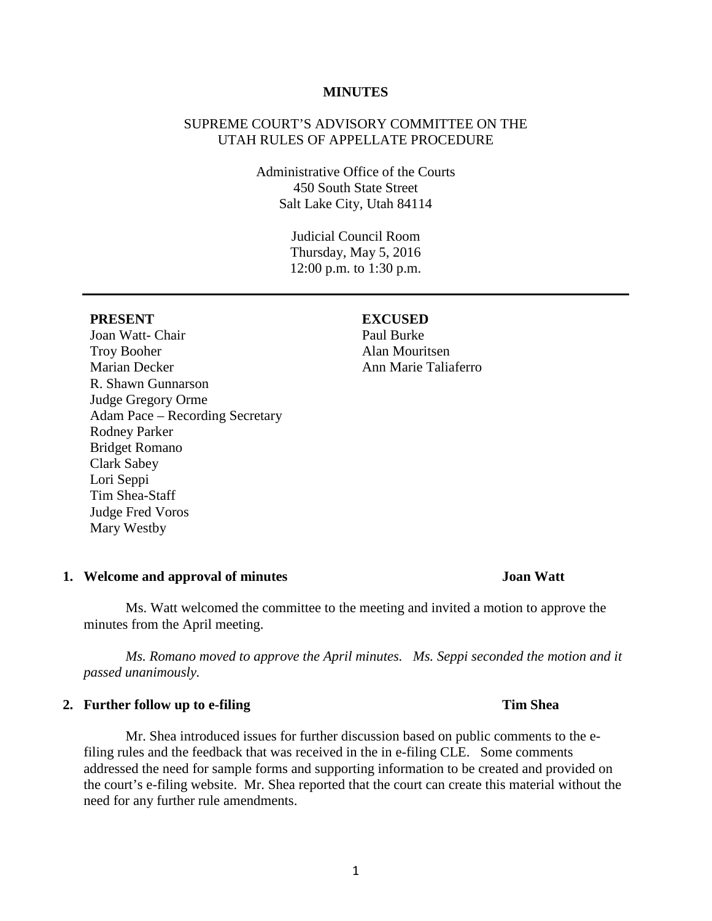# MINUTES

## SUPREME COURT'S ADVISORY COMMITTEE ON THE UTAH RULES OF APPELLATE PROCEDURE

Administrative Office of the Courts
450 South State Street
Salt Lake City, Utah 84114

Judicial Council Room
Thursday, May 5, 2016
12:00 p.m. to 1:30 p.m.

---

| PRESENT | EXCUSED |
|---|---|
| Joan Watt- Chair | Paul Burke |
| Troy Booher | Alan Mouritsen |
| Marian Decker | Ann Marie Taliaferro |
| R. Shawn Gunnarson | |
| Judge Gregory Orme | |
| Adam Pace – Recording Secretary | |
| Rodney Parker | |
| Bridget Romano | |
| Clark Sabey | |
| Lori Seppi | |
| Tim Shea-Staff | |
| Judge Fred Voros | |
| Mary Westby | |

### 1. Welcome and approval of minutes — Joan Watt

Ms. Watt welcomed the committee to the meeting and invited a motion to approve the minutes from the April meeting.

*Ms. Romano moved to approve the April minutes. Ms. Seppi seconded the motion and it passed unanimously.*

### 2. Further follow up to e-filing — Tim Shea

Mr. Shea introduced issues for further discussion based on public comments to the e-filing rules and the feedback that was received in the in e-filing CLE. Some comments addressed the need for sample forms and supporting information to be created and provided on the court's e-filing website. Mr. Shea reported that the court can create this material without the need for any further rule amendments.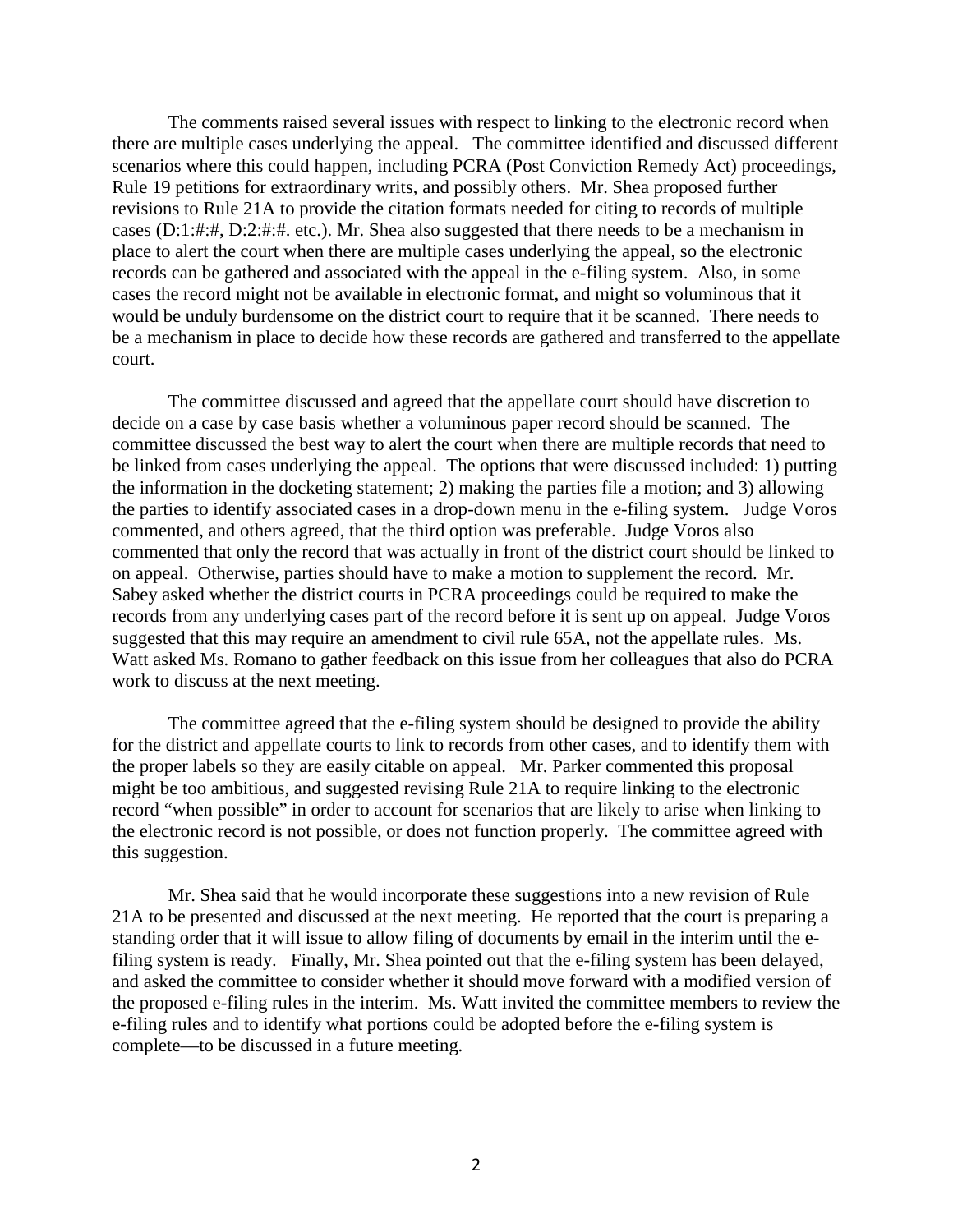The comments raised several issues with respect to linking to the electronic record when there are multiple cases underlying the appeal. The committee identified and discussed different scenarios where this could happen, including PCRA (Post Conviction Remedy Act) proceedings, Rule 19 petitions for extraordinary writs, and possibly others. Mr. Shea proposed further revisions to Rule 21A to provide the citation formats needed for citing to records of multiple cases (D:1:#:#, D:2:#:#. etc.). Mr. Shea also suggested that there needs to be a mechanism in place to alert the court when there are multiple cases underlying the appeal, so the electronic records can be gathered and associated with the appeal in the e-filing system. Also, in some cases the record might not be available in electronic format, and might so voluminous that it would be unduly burdensome on the district court to require that it be scanned. There needs to be a mechanism in place to decide how these records are gathered and transferred to the appellate court.

The committee discussed and agreed that the appellate court should have discretion to decide on a case by case basis whether a voluminous paper record should be scanned. The committee discussed the best way to alert the court when there are multiple records that need to be linked from cases underlying the appeal. The options that were discussed included: 1) putting the information in the docketing statement; 2) making the parties file a motion; and 3) allowing the parties to identify associated cases in a drop-down menu in the e-filing system. Judge Voros commented, and others agreed, that the third option was preferable. Judge Voros also commented that only the record that was actually in front of the district court should be linked to on appeal. Otherwise, parties should have to make a motion to supplement the record. Mr. Sabey asked whether the district courts in PCRA proceedings could be required to make the records from any underlying cases part of the record before it is sent up on appeal. Judge Voros suggested that this may require an amendment to civil rule 65A, not the appellate rules. Ms. Watt asked Ms. Romano to gather feedback on this issue from her colleagues that also do PCRA work to discuss at the next meeting.

The committee agreed that the e-filing system should be designed to provide the ability for the district and appellate courts to link to records from other cases, and to identify them with the proper labels so they are easily citable on appeal. Mr. Parker commented this proposal might be too ambitious, and suggested revising Rule 21A to require linking to the electronic record "when possible" in order to account for scenarios that are likely to arise when linking to the electronic record is not possible, or does not function properly. The committee agreed with this suggestion.

Mr. Shea said that he would incorporate these suggestions into a new revision of Rule 21A to be presented and discussed at the next meeting. He reported that the court is preparing a standing order that it will issue to allow filing of documents by email in the interim until the e-filing system is ready. Finally, Mr. Shea pointed out that the e-filing system has been delayed, and asked the committee to consider whether it should move forward with a modified version of the proposed e-filing rules in the interim. Ms. Watt invited the committee members to review the e-filing rules and to identify what portions could be adopted before the e-filing system is complete—to be discussed in a future meeting.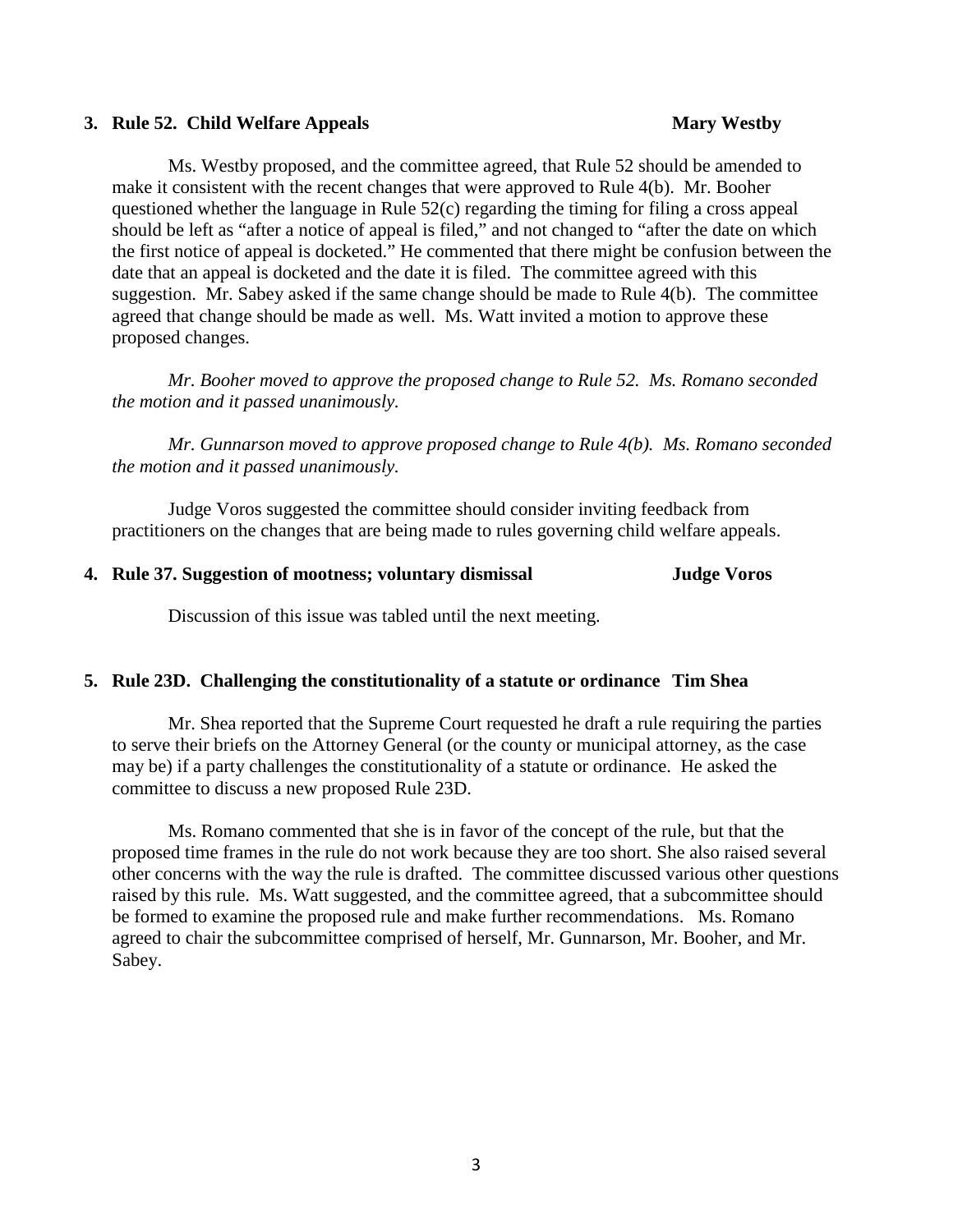### 3. Rule 52. Child Welfare Appeals — Mary Westby

Ms. Westby proposed, and the committee agreed, that Rule 52 should be amended to make it consistent with the recent changes that were approved to Rule 4(b). Mr. Booher questioned whether the language in Rule 52(c) regarding the timing for filing a cross appeal should be left as "after a notice of appeal is filed," and not changed to "after the date on which the first notice of appeal is docketed." He commented that there might be confusion between the date that an appeal is docketed and the date it is filed. The committee agreed with this suggestion. Mr. Sabey asked if the same change should be made to Rule 4(b). The committee agreed that change should be made as well. Ms. Watt invited a motion to approve these proposed changes.

*Mr. Booher moved to approve the proposed change to Rule 52. Ms. Romano seconded the motion and it passed unanimously.*

*Mr. Gunnarson moved to approve proposed change to Rule 4(b). Ms. Romano seconded the motion and it passed unanimously.*

Judge Voros suggested the committee should consider inviting feedback from practitioners on the changes that are being made to rules governing child welfare appeals.

### 4. Rule 37. Suggestion of mootness; voluntary dismissal — Judge Voros

Discussion of this issue was tabled until the next meeting.

### 5. Rule 23D. Challenging the constitutionality of a statute or ordinance — Tim Shea

Mr. Shea reported that the Supreme Court requested he draft a rule requiring the parties to serve their briefs on the Attorney General (or the county or municipal attorney, as the case may be) if a party challenges the constitutionality of a statute or ordinance. He asked the committee to discuss a new proposed Rule 23D.

Ms. Romano commented that she is in favor of the concept of the rule, but that the proposed time frames in the rule do not work because they are too short. She also raised several other concerns with the way the rule is drafted. The committee discussed various other questions raised by this rule. Ms. Watt suggested, and the committee agreed, that a subcommittee should be formed to examine the proposed rule and make further recommendations. Ms. Romano agreed to chair the subcommittee comprised of herself, Mr. Gunnarson, Mr. Booher, and Mr. Sabey.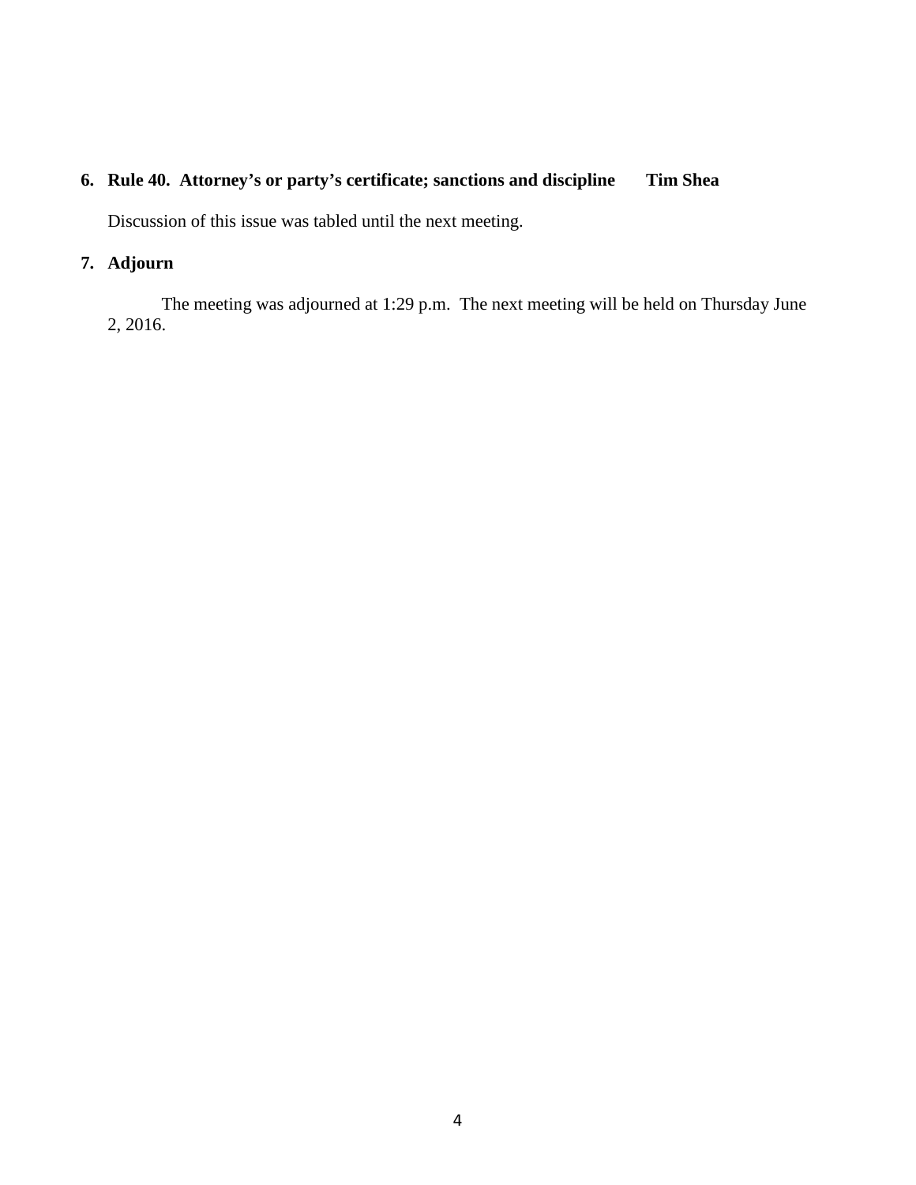**6. Rule 40. Attorney's or party's certificate; sanctions and discipline Tim Shea**

Discussion of this issue was tabled until the next meeting.

**7. Adjourn**

The meeting was adjourned at 1:29 p.m. The next meeting will be held on Thursday June 2, 2016.